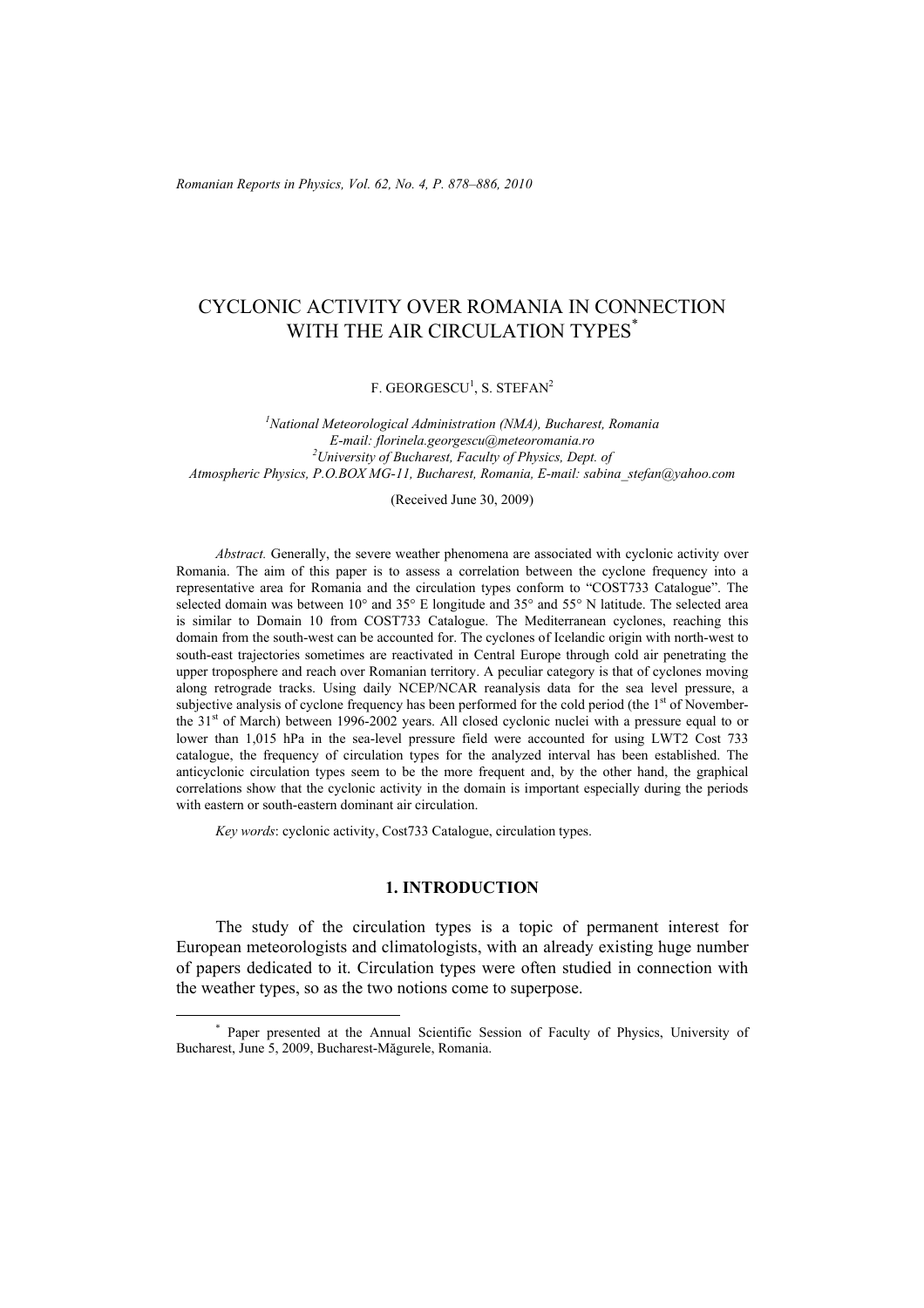# CYCLONIC ACTIVITY OVER ROMANIA IN CONNECTION WITH THE AIR CIRCULATION TYPES[*]

F. GEORGESCU[1], S. STEFAN[2]

[1]*National Meteorological Administration (NMA), Bucharest, Romania*
*E-mail: florinela.georgescu@meteoromania.ro*
[2]*University of Bucharest, Faculty of Physics, Dept. of Atmospheric Physics, P.O.BOX MG-11, Bucharest, Romania, E-mail: sabina_stefan@yahoo.com*

(Received June 30, 2009)

*Abstract.* Generally, the severe weather phenomena are associated with cyclonic activity over Romania. The aim of this paper is to assess a correlation between the cyclone frequency into a representative area for Romania and the circulation types conform to "COST733 Catalogue". The selected domain was between 10° and 35° E longitude and 35° and 55° N latitude. The selected area is similar to Domain 10 from COST733 Catalogue. The Mediterranean cyclones, reaching this domain from the south-west can be accounted for. The cyclones of Icelandic origin with north-west to south-east trajectories sometimes are reactivated in Central Europe through cold air penetrating the upper troposphere and reach over Romanian territory. A peculiar category is that of cyclones moving along retrograde tracks. Using daily NCEP/NCAR reanalysis data for the sea level pressure, a subjective analysis of cyclone frequency has been performed for the cold period (the 1st of November-the 31st of March) between 1996-2002 years. All closed cyclonic nuclei with a pressure equal to or lower than 1,015 hPa in the sea-level pressure field were accounted for using LWT2 Cost 733 catalogue, the frequency of circulation types for the analyzed interval has been established. The anticyclonic circulation types seem to be the more frequent and, by the other hand, the graphical correlations show that the cyclonic activity in the domain is important especially during the periods with eastern or south-eastern dominant air circulation.

*Key words*: cyclonic activity, Cost733 Catalogue, circulation types.

## 1. INTRODUCTION

The study of the circulation types is a topic of permanent interest for European meteorologists and climatologists, with an already existing huge number of papers dedicated to it. Circulation types were often studied in connection with the weather types, so as the two notions come to superpose.

[*] Paper presented at the Annual Scientific Session of Faculty of Physics, University of Bucharest, June 5, 2009, Bucharest-Măgurele, Romania.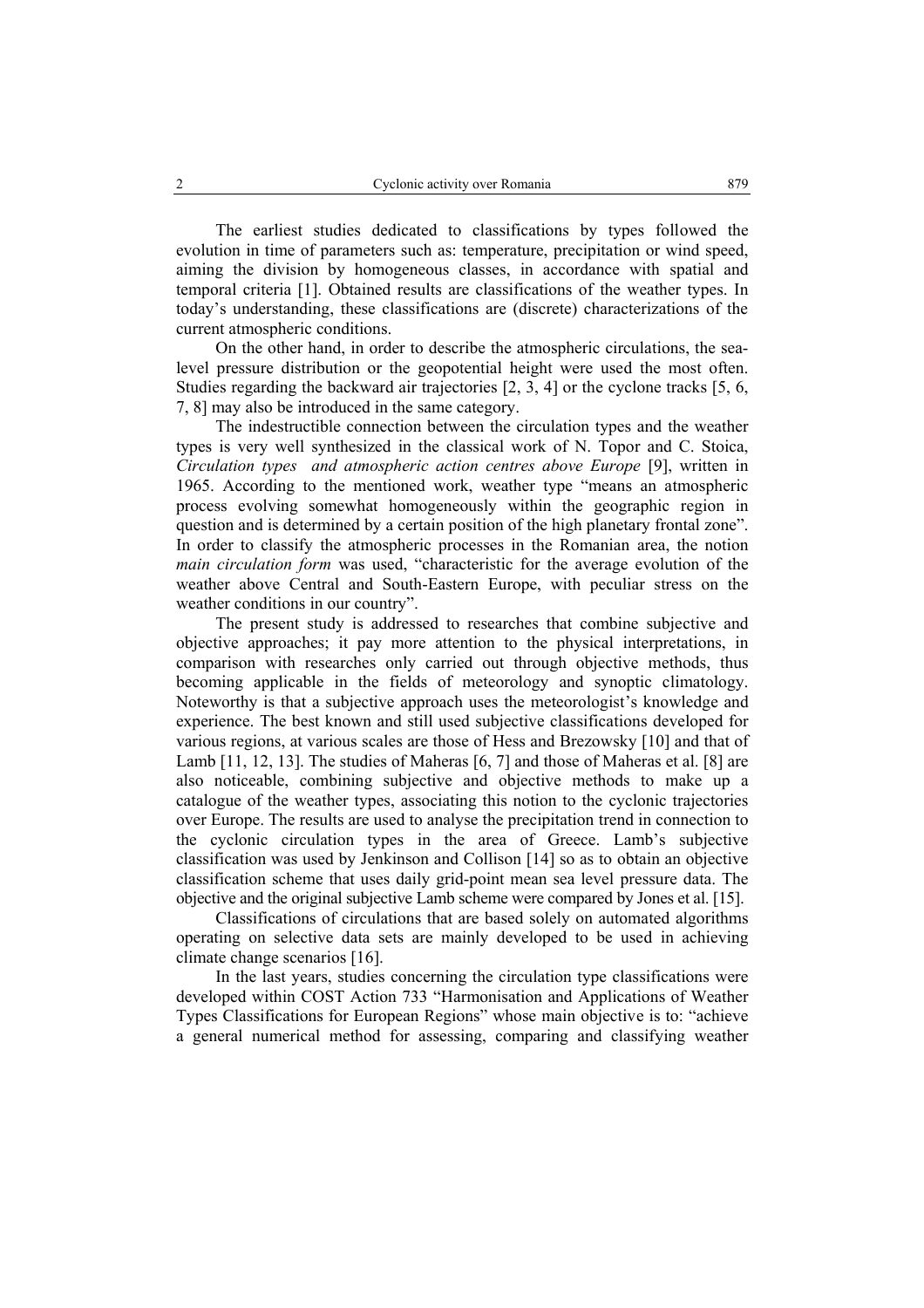The earliest studies dedicated to classifications by types followed the evolution in time of parameters such as: temperature, precipitation or wind speed, aiming the division by homogeneous classes, in accordance with spatial and temporal criteria [1]. Obtained results are classifications of the weather types. In today's understanding, these classifications are (discrete) characterizations of the current atmospheric conditions.

On the other hand, in order to describe the atmospheric circulations, the sea-level pressure distribution or the geopotential height were used the most often. Studies regarding the backward air trajectories [2, 3, 4] or the cyclone tracks [5, 6, 7, 8] may also be introduced in the same category.

The indestructible connection between the circulation types and the weather types is very well synthesized in the classical work of N. Topor and C. Stoica, *Circulation types and atmospheric action centres above Europe* [9], written in 1965. According to the mentioned work, weather type "means an atmospheric process evolving somewhat homogeneously within the geographic region in question and is determined by a certain position of the high planetary frontal zone". In order to classify the atmospheric processes in the Romanian area, the notion *main circulation form* was used, "characteristic for the average evolution of the weather above Central and South-Eastern Europe, with peculiar stress on the weather conditions in our country".

The present study is addressed to researches that combine subjective and objective approaches; it pay more attention to the physical interpretations, in comparison with researches only carried out through objective methods, thus becoming applicable in the fields of meteorology and synoptic climatology. Noteworthy is that a subjective approach uses the meteorologist's knowledge and experience. The best known and still used subjective classifications developed for various regions, at various scales are those of Hess and Brezowsky [10] and that of Lamb [11, 12, 13]. The studies of Maheras [6, 7] and those of Maheras et al. [8] are also noticeable, combining subjective and objective methods to make up a catalogue of the weather types, associating this notion to the cyclonic trajectories over Europe. The results are used to analyse the precipitation trend in connection to the cyclonic circulation types in the area of Greece. Lamb's subjective classification was used by Jenkinson and Collison [14] so as to obtain an objective classification scheme that uses daily grid-point mean sea level pressure data. The objective and the original subjective Lamb scheme were compared by Jones et al. [15].

Classifications of circulations that are based solely on automated algorithms operating on selective data sets are mainly developed to be used in achieving climate change scenarios [16].

In the last years, studies concerning the circulation type classifications were developed within COST Action 733 "Harmonisation and Applications of Weather Types Classifications for European Regions" whose main objective is to: "achieve a general numerical method for assessing, comparing and classifying weather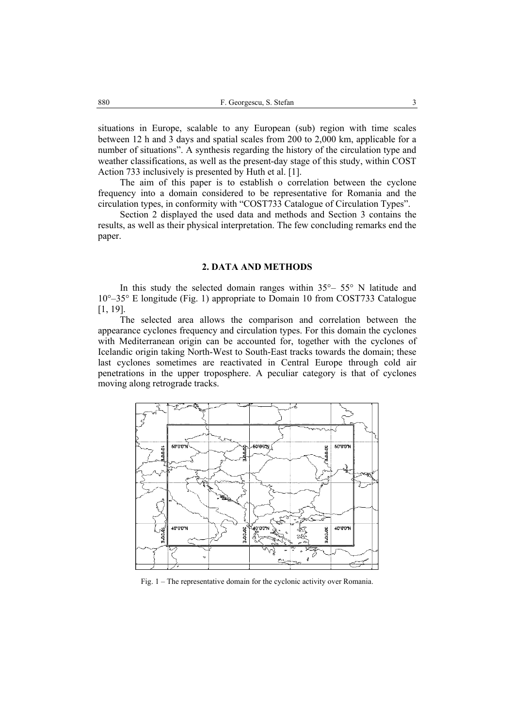situations in Europe, scalable to any European (sub) region with time scales between 12 h and 3 days and spatial scales from 200 to 2,000 km, applicable for a number of situations". A synthesis regarding the history of the circulation type and weather classifications, as well as the present-day stage of this study, within COST Action 733 inclusively is presented by Huth et al. [1].

The aim of this paper is to establish o correlation between the cyclone frequency into a domain considered to be representative for Romania and the circulation types, in conformity with "COST733 Catalogue of Circulation Types".

Section 2 displayed the used data and methods and Section 3 contains the results, as well as their physical interpretation. The few concluding remarks end the paper.

## 2. DATA AND METHODS

In this study the selected domain ranges within 35°– 55° N latitude and 10°–35° E longitude (Fig. 1) appropriate to Domain 10 from COST733 Catalogue [1, 19].

The selected area allows the comparison and correlation between the appearance cyclones frequency and circulation types. For this domain the cyclones with Mediterranean origin can be accounted for, together with the cyclones of Icelandic origin taking North-West to South-East tracks towards the domain; these last cyclones sometimes are reactivated in Central Europe through cold air penetrations in the upper troposphere. A peculiar category is that of cyclones moving along retrograde tracks.

Fig. 1 – The representative domain for the cyclonic activity over Romania.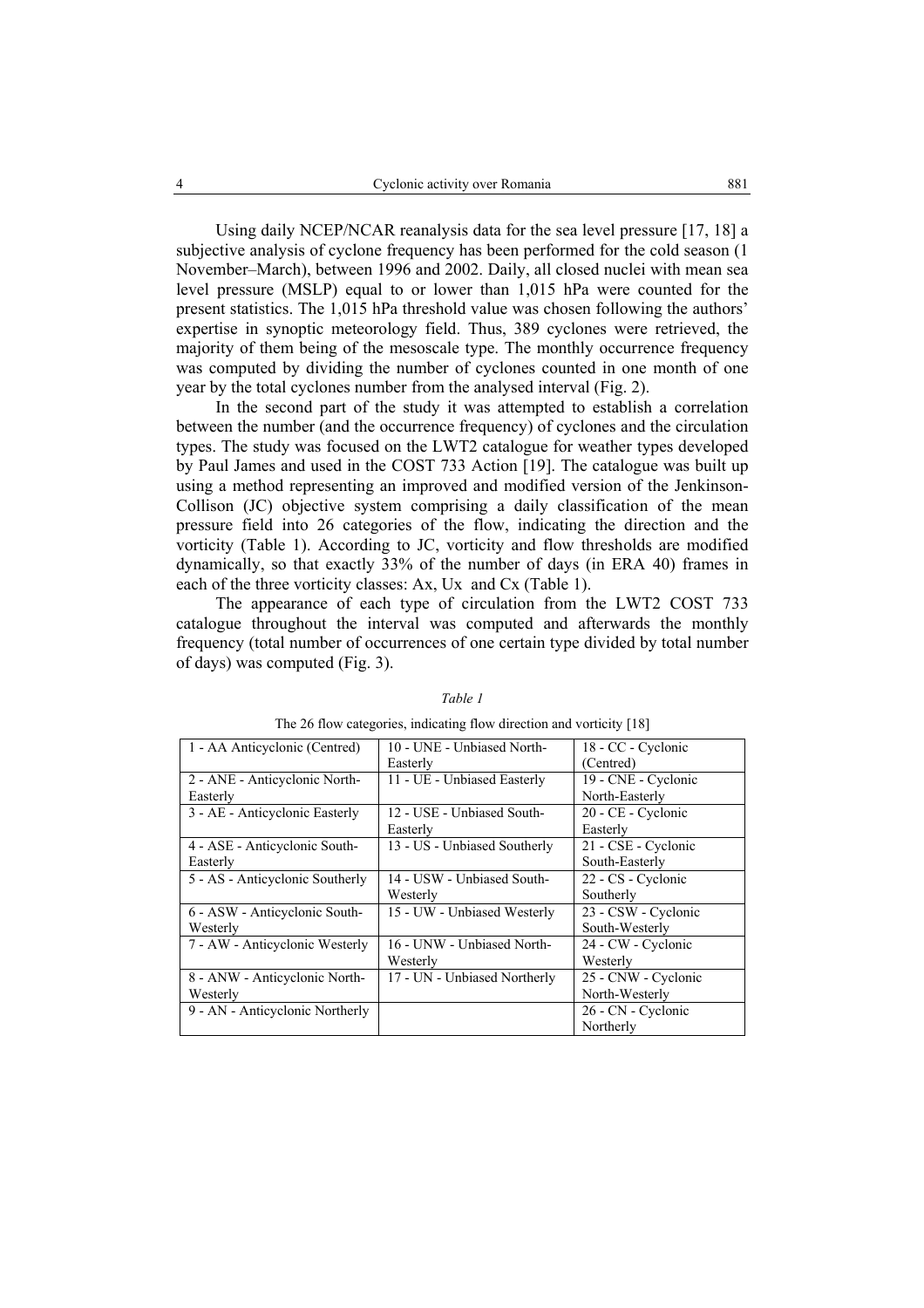Using daily NCEP/NCAR reanalysis data for the sea level pressure [17, 18] a subjective analysis of cyclone frequency has been performed for the cold season (1 November–March), between 1996 and 2002. Daily, all closed nuclei with mean sea level pressure (MSLP) equal to or lower than 1,015 hPa were counted for the present statistics. The 1,015 hPa threshold value was chosen following the authors' expertise in synoptic meteorology field. Thus, 389 cyclones were retrieved, the majority of them being of the mesoscale type. The monthly occurrence frequency was computed by dividing the number of cyclones counted in one month of one year by the total cyclones number from the analysed interval (Fig. 2).

In the second part of the study it was attempted to establish a correlation between the number (and the occurrence frequency) of cyclones and the circulation types. The study was focused on the LWT2 catalogue for weather types developed by Paul James and used in the COST 733 Action [19]. The catalogue was built up using a method representing an improved and modified version of the Jenkinson-Collison (JC) objective system comprising a daily classification of the mean pressure field into 26 categories of the flow, indicating the direction and the vorticity (Table 1). According to JC, vorticity and flow thresholds are modified dynamically, so that exactly 33% of the number of days (in ERA 40) frames in each of the three vorticity classes: Ax, Ux and Cx (Table 1).

The appearance of each type of circulation from the LWT2 COST 733 catalogue throughout the interval was computed and afterwards the monthly frequency (total number of occurrences of one certain type divided by total number of days) was computed (Fig. 3).

*Table 1*

The 26 flow categories, indicating flow direction and vorticity [18]

| | | |
|---|---|---|
| 1 - AA Anticyclonic (Centred) | 10 - UNE - Unbiased North-Easterly | 18 - CC - Cyclonic (Centred) |
| 2 - ANE - Anticyclonic North-Easterly | 11 - UE - Unbiased Easterly | 19 - CNE - Cyclonic North-Easterly |
| 3 - AE - Anticyclonic Easterly | 12 - USE - Unbiased South-Easterly | 20 - CE - Cyclonic Easterly |
| 4 - ASE - Anticyclonic South-Easterly | 13 - US - Unbiased Southerly | 21 - CSE - Cyclonic South-Easterly |
| 5 - AS - Anticyclonic Southerly | 14 - USW - Unbiased South-Westerly | 22 - CS - Cyclonic Southerly |
| 6 - ASW - Anticyclonic South-Westerly | 15 - UW - Unbiased Westerly | 23 - CSW - Cyclonic South-Westerly |
| 7 - AW - Anticyclonic Westerly | 16 - UNW - Unbiased North-Westerly | 24 - CW - Cyclonic Westerly |
| 8 - ANW - Anticyclonic North-Westerly | 17 - UN - Unbiased Northerly | 25 - CNW - Cyclonic North-Westerly |
| 9 - AN - Anticyclonic Northerly | | 26 - CN - Cyclonic Northerly |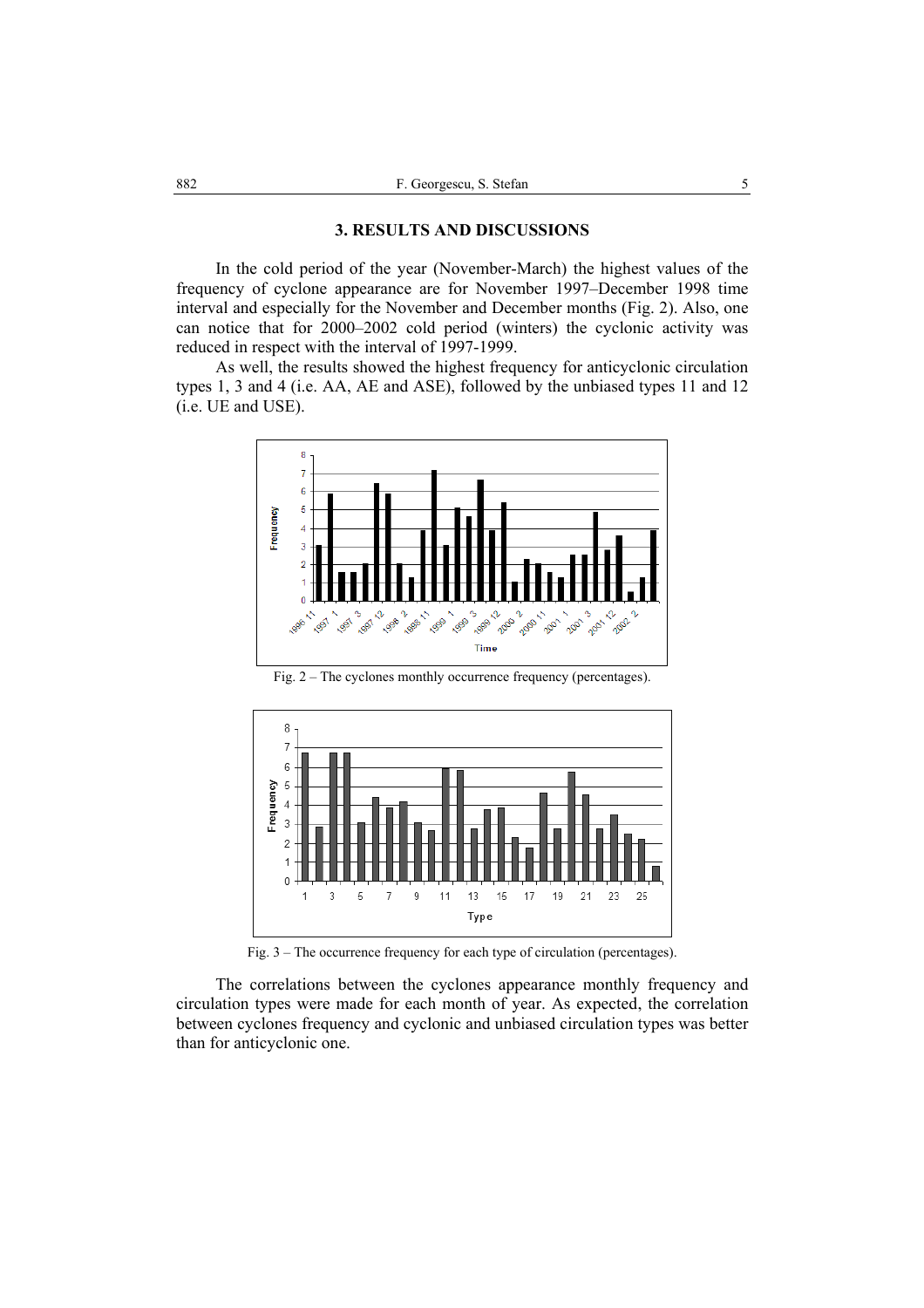## 3. RESULTS AND DISCUSSIONS

In the cold period of the year (November-March) the highest values of the frequency of cyclone appearance are for November 1997–December 1998 time interval and especially for the November and December months (Fig. 2). Also, one can notice that for 2000–2002 cold period (winters) the cyclonic activity was reduced in respect with the interval of 1997-1999.

As well, the results showed the highest frequency for anticyclonic circulation types 1, 3 and 4 (i.e. AA, AE and ASE), followed by the unbiased types 11 and 12 (i.e. UE and USE).

Fig. 2 – The cyclones monthly occurrence frequency (percentages).

Fig. 3 – The occurrence frequency for each type of circulation (percentages).

The correlations between the cyclones appearance monthly frequency and circulation types were made for each month of year. As expected, the correlation between cyclones frequency and cyclonic and unbiased circulation types was better than for anticyclonic one.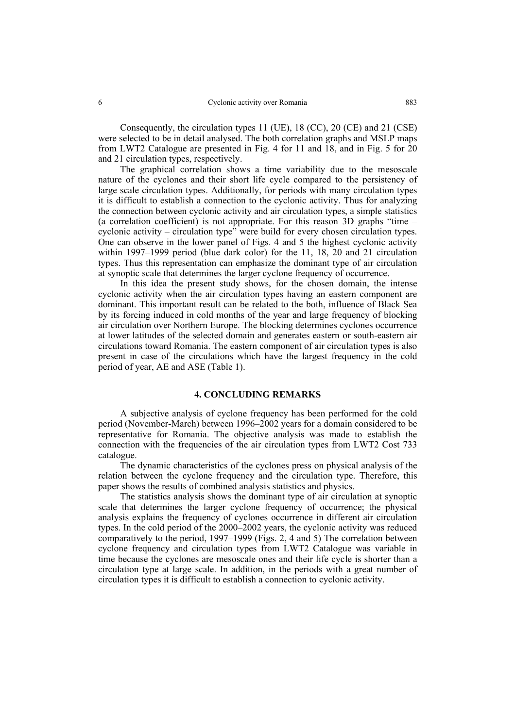Consequently, the circulation types 11 (UE), 18 (CC), 20 (CE) and 21 (CSE) were selected to be in detail analysed. The both correlation graphs and MSLP maps from LWT2 Catalogue are presented in Fig. 4 for 11 and 18, and in Fig. 5 for 20 and 21 circulation types, respectively.

The graphical correlation shows a time variability due to the mesoscale nature of the cyclones and their short life cycle compared to the persistency of large scale circulation types. Additionally, for periods with many circulation types it is difficult to establish a connection to the cyclonic activity. Thus for analyzing the connection between cyclonic activity and air circulation types, a simple statistics (a correlation coefficient) is not appropriate. For this reason 3D graphs "time – cyclonic activity – circulation type" were build for every chosen circulation types. One can observe in the lower panel of Figs. 4 and 5 the highest cyclonic activity within 1997–1999 period (blue dark color) for the 11, 18, 20 and 21 circulation types. Thus this representation can emphasize the dominant type of air circulation at synoptic scale that determines the larger cyclone frequency of occurrence.

In this idea the present study shows, for the chosen domain, the intense cyclonic activity when the air circulation types having an eastern component are dominant. This important result can be related to the both, influence of Black Sea by its forcing induced in cold months of the year and large frequency of blocking air circulation over Northern Europe. The blocking determines cyclones occurrence at lower latitudes of the selected domain and generates eastern or south-eastern air circulations toward Romania. The eastern component of air circulation types is also present in case of the circulations which have the largest frequency in the cold period of year, AE and ASE (Table 1).

## 4. CONCLUDING REMARKS

A subjective analysis of cyclone frequency has been performed for the cold period (November-March) between 1996–2002 years for a domain considered to be representative for Romania. The objective analysis was made to establish the connection with the frequencies of the air circulation types from LWT2 Cost 733 catalogue.

The dynamic characteristics of the cyclones press on physical analysis of the relation between the cyclone frequency and the circulation type. Therefore, this paper shows the results of combined analysis statistics and physics.

The statistics analysis shows the dominant type of air circulation at synoptic scale that determines the larger cyclone frequency of occurrence; the physical analysis explains the frequency of cyclones occurrence in different air circulation types. In the cold period of the 2000–2002 years, the cyclonic activity was reduced comparatively to the period, 1997–1999 (Figs. 2, 4 and 5) The correlation between cyclone frequency and circulation types from LWT2 Catalogue was variable in time because the cyclones are mesoscale ones and their life cycle is shorter than a circulation type at large scale. In addition, in the periods with a great number of circulation types it is difficult to establish a connection to cyclonic activity.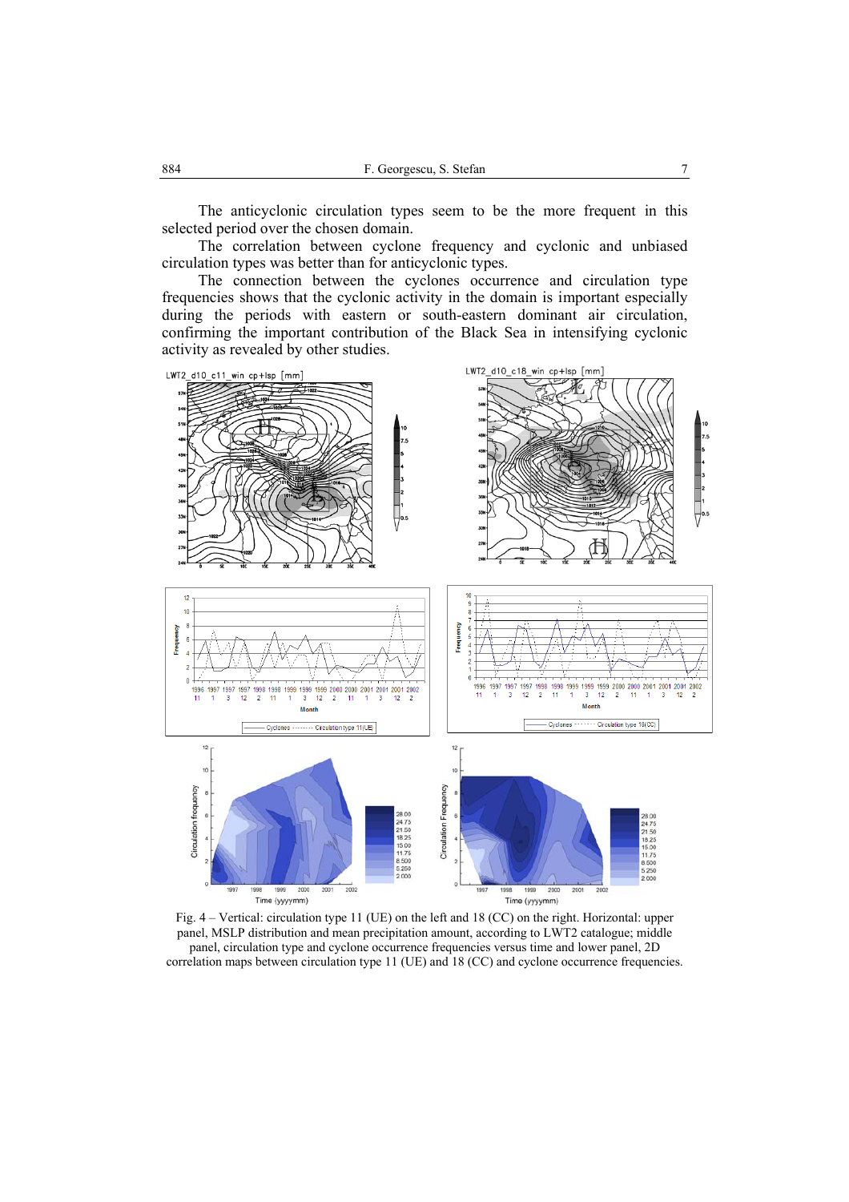The anticyclonic circulation types seem to be the more frequent in this selected period over the chosen domain.

The correlation between cyclone frequency and cyclonic and unbiased circulation types was better than for anticyclonic types.

The connection between the cyclones occurrence and circulation type frequencies shows that the cyclonic activity in the domain is important especially during the periods with eastern or south-eastern dominant air circulation, confirming the important contribution of the Black Sea in intensifying cyclonic activity as revealed by other studies.

Fig. 4 – Vertical: circulation type 11 (UE) on the left and 18 (CC) on the right. Horizontal: upper panel, MSLP distribution and mean precipitation amount, according to LWT2 catalogue; middle panel, circulation type and cyclone occurrence frequencies versus time and lower panel, 2D correlation maps between circulation type 11 (UE) and 18 (CC) and cyclone occurrence frequencies.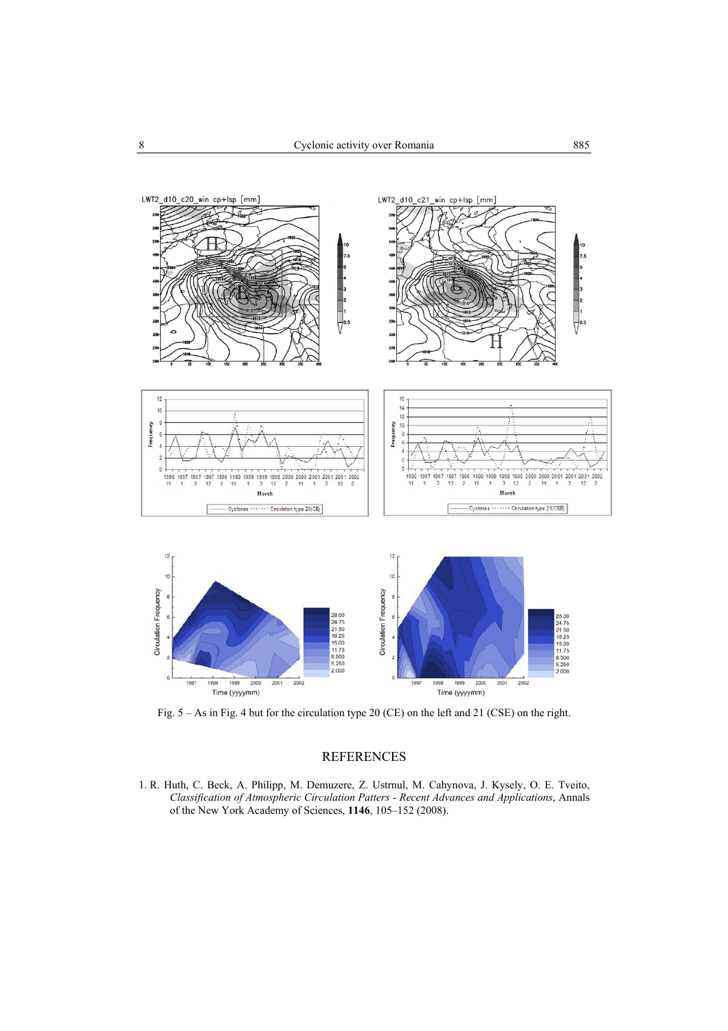Fig. 5 – As in Fig. 4 but for the circulation type 20 (CE) on the left and 21 (CSE) on the right.

## REFERENCES

1. R. Huth, C. Beck, A. Philipp, M. Demuzere, Z. Ustrnul, M. Cahynova, J. Kysely, O. E. Tveito, *Classification of Atmospheric Circulation Patters - Recent Advances and Applications*, Annals of the New York Academy of Sciences, **1146**, 105–152 (2008).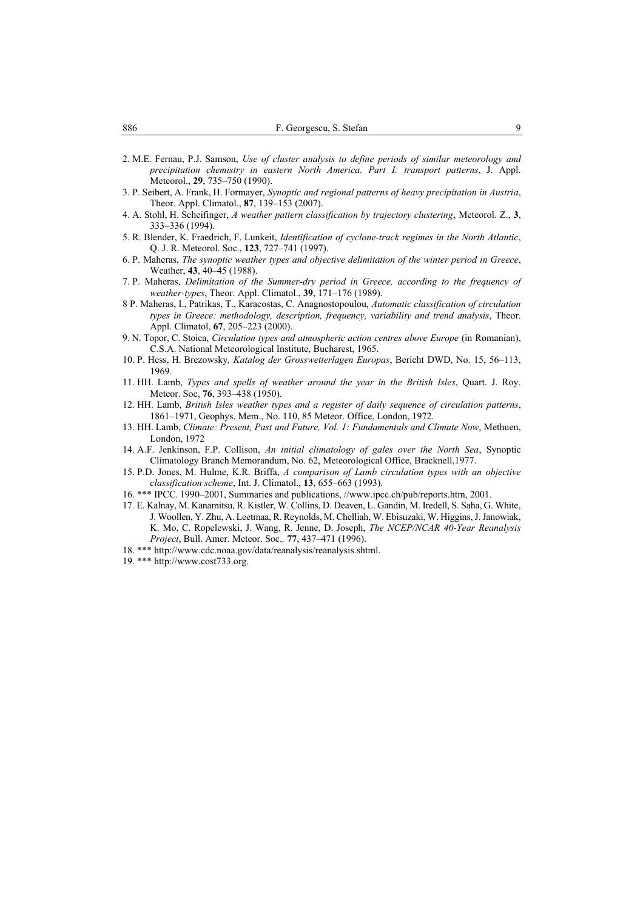2. M.E. Fernau, P.J. Samson, *Use of cluster analysis to define periods of similar meteorology and precipitation chemistry in eastern North America. Part I: transport patterns*, J. Appl. Meteorol., **29**, 735–750 (1990).
3. P. Seibert, A. Frank, H. Formayer, *Synoptic and regional patterns of heavy precipitation in Austria*, Theor. Appl. Climatol., **87**, 139–153 (2007).
4. A. Stohl, H. Scheifinger, *A weather pattern classification by trajectory clustering*, Meteorol. Z., **3**, 333–336 (1994).
5. R. Blender, K. Fraedrich, F. Lunkeit, *Identification of cyclone-track regimes in the North Atlantic*, Q. J. R. Meteorol. Soc., **123**, 727–741 (1997).
6. P. Maheras, *The synoptic weather types and objective delimitation of the winter period in Greece*, Weather, **43**, 40–45 (1988).
7. P. Maheras, *Delimitation of the Summer-dry period in Greece, according to the frequency of weather-types*, Theor. Appl. Climatol., **39**, 171–176 (1989).
8 P. Maheras, I., Patrikas, T., Karacostas, C. Anagnostopoulou, *Automatic classification of circulation types in Greece: methodology, description, frequency, variability and trend analysis*, Theor. Appl. Climatol, **67**, 205–223 (2000).
9. N. Topor, C. Stoica, *Circulation types and atmospheric action centres above Europe* (in Romanian), C.S.A. National Meteorological Institute, Bucharest, 1965.
10. P. Hess, H. Brezowsky*, Katalog der Grosswetterlagen Europas*, Bericht DWD, No. 15, 56–113, 1969.
11. HH. Lamb, *Types and spells of weather around the year in the British Isles*, Quart. J. Roy. Meteor. Soc, **76**, 393–438 (1950).
12. HH. Lamb, *British Isles weather types and a register of daily sequence of circulation patterns*, 1861–1971, Geophys. Mem., No. 110, 85 Meteor. Office, London, 1972.
13. HH. Lamb, *Climate: Present, Past and Future, Vol. 1: Fundamentals and Climate Now*, Methuen, London, 1972
14. A.F. Jenkinson, F.P. Collison, *An initial climatology of gales over the North Sea*, Synoptic Climatology Branch Memorandum, No. 62, Meteorological Office, Bracknell,1977.
15. P.D. Jones, M. Hulme, K.R. Briffa, *A comparison of Lamb circulation types with an objective classification scheme*, Int. J. Climatol., **13**, 655–663 (1993).
16. *** IPCC. 1990–2001, Summaries and publications, //www.ipcc.ch/pub/reports.htm, 2001.
17. E. Kalnay, M. Kanamitsu, R. Kistler, W. Collins, D. Deaven, L. Gandin, M. Iredell, S. Saha, G. White, J. Woollen, Y. Zhu, A. Leetmaa, R. Reynolds, M. Chelliah, W. Ebisuzaki, W. Higgins, J. Janowiak, K. Mo, C. Ropelewski, J. Wang, R. Jenne, D. Joseph, *The NCEP/NCAR 40-Year Reanalysis Project*, Bull. Amer. Meteor. Soc.*,* **77**, 437–471 (1996).
18. *** http://www.cdc.noaa.gov/data/reanalysis/reanalysis.shtml.
19. *** http://www.cost733.org.